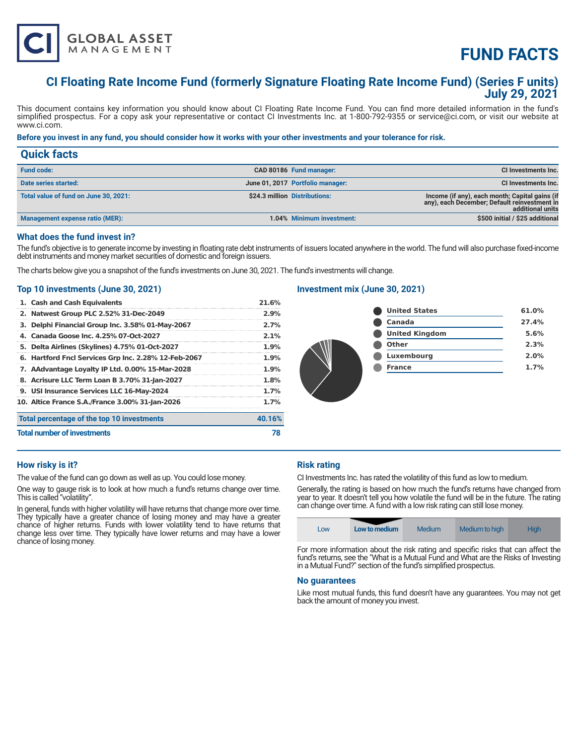# FUND FACTS

## CI Floating Rate Income Fund (formerly Signature Floating Rate Income Fund) (Series F units) July 29, 2021

This document contains key information you should know about CI Floating Rate Income Fund. You can find more detailed information in the fund's simplified prospectus. For a copy ask your representative or contact CI Investments Inc. at 1-800-792-9355 or service@ci.com, or visit our website at www.ci.com.

**Before you invest in any fund, you should consider how it works with your other investments and your tolerance for risk.**

## Quick facts

| | | | |
|---|---|---|---|
| **Fund code:** | CAD 80186 | **Fund manager:** | CI Investments Inc. |
| **Date series started:** | June 01, 2017 | **Portfolio manager:** | CI Investments Inc. |
| **Total value of fund on June 30, 2021:** | $24.3 million | **Distributions:** | Income (if any), each month; Capital gains (if any), each December; Default reinvestment in additional units |
| **Management expense ratio (MER):** | 1.04% | **Minimum investment:** | $500 initial / $25 additional |

### What does the fund invest in?

The fund's objective is to generate income by investing in floating rate debt instruments of issuers located anywhere in the world. The fund will also purchase fixed-income debt instruments and money market securities of domestic and foreign issuers.

The charts below give you a snapshot of the fund's investments on June 30, 2021. The fund's investments will change.

### Top 10 investments (June 30, 2021)

| Investment | % |
|---|---|
| 1. Cash and Cash Equivalents | 21.6% |
| 2. Natwest Group PLC 2.52% 31-Dec-2049 | 2.9% |
| 3. Delphi Financial Group Inc. 3.58% 01-May-2067 | 2.7% |
| 4. Canada Goose Inc. 4.25% 07-Oct-2027 | 2.1% |
| 5. Delta Airlines (Skylines) 4.75% 01-Oct-2027 | 1.9% |
| 6. Hartford Fncl Services Grp Inc. 2.28% 12-Feb-2067 | 1.9% |
| 7. AAdvantage Loyalty IP Ltd. 0.00% 15-Mar-2028 | 1.9% |
| 8. Acrisure LLC Term Loan B 3.70% 31-Jan-2027 | 1.8% |
| 9. USI Insurance Services LLC 16-May-2024 | 1.7% |
| 10. Altice France S.A./France 3.00% 31-Jan-2026 | 1.7% |
| **Total percentage of the top 10 investments** | **40.16%** |
| **Total number of investments** | **78** |

### Investment mix (June 30, 2021)

| Country | % |
|---|---|
| United States | 61.0% |
| Canada | 27.4% |
| United Kingdom | 5.6% |
| Other | 2.3% |
| Luxembourg | 2.0% |
| France | 1.7% |

### How risky is it?

The value of the fund can go down as well as up. You could lose money.

One way to gauge risk is to look at how much a fund's returns change over time. This is called "volatility".

In general, funds with higher volatility will have returns that change more over time. They typically have a greater chance of losing money and may have a greater chance of higher returns. Funds with lower volatility tend to have returns that change less over time. They typically have lower returns and may have a lower chance of losing money.

### Risk rating

CI Investments Inc. has rated the volatility of this fund as low to medium.

Generally, the rating is based on how much the fund's returns have changed from year to year. It doesn't tell you how volatile the fund will be in the future. The rating can change over time. A fund with a low risk rating can still lose money.

| Low | **Low to medium** | Medium | Medium to high | High |
|---|---|---|---|---|

For more information about the risk rating and specific risks that can affect the fund's returns, see the "What is a Mutual Fund and What are the Risks of Investing in a Mutual Fund?" section of the fund's simplified prospectus.

### No guarantees

Like most mutual funds, this fund doesn't have any guarantees. You may not get back the amount of money you invest.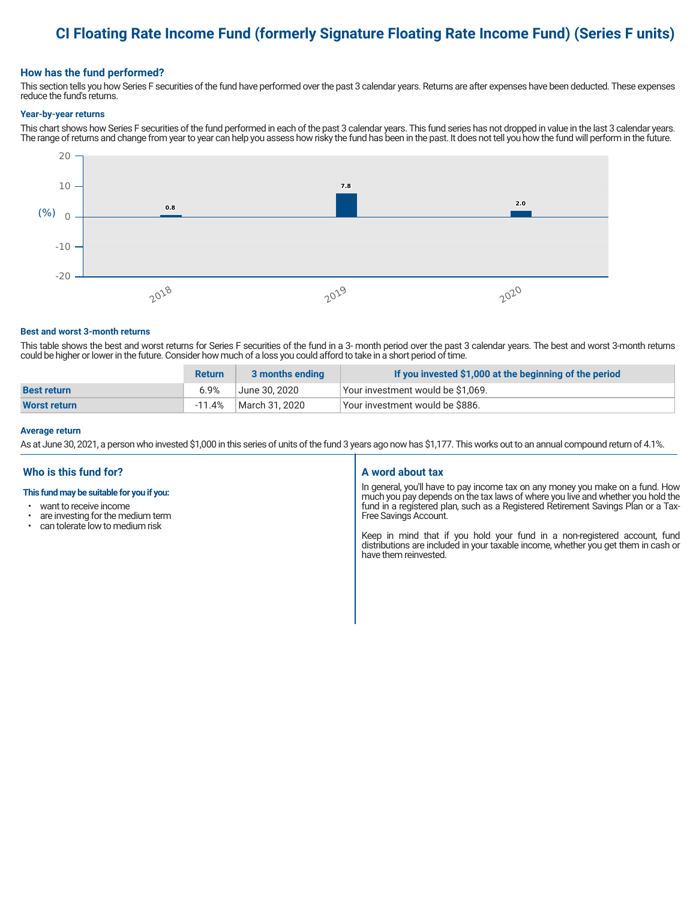# CI Floating Rate Income Fund (formerly Signature Floating Rate Income Fund) (Series F units)

## How has the fund performed?

This section tells you how Series F securities of the fund have performed over the past 3 calendar years. Returns are after expenses have been deducted. These expenses reduce the fund's returns.

### Year-by-year returns

This chart shows how Series F securities of the fund performed in each of the past 3 calendar years. This fund series has not dropped in value in the last 3 calendar years. The range of returns and change from year to year can help you assess how risky the fund has been in the past. It does not tell you how the fund will perform in the future.

| Year | Return (%) |
|---|---|
| 2018 | 0.8 |
| 2019 | 7.8 |
| 2020 | 2.0 |

### Best and worst 3-month returns

This table shows the best and worst returns for Series F securities of the fund in a 3- month period over the past 3 calendar years. The best and worst 3-month returns could be higher or lower in the future. Consider how much of a loss you could afford to take in a short period of time.

| | Return | 3 months ending | If you invested $1,000 at the beginning of the period |
|---|---|---|---|
| **Best return** | 6.9% | June 30, 2020 | Your investment would be $1,069. |
| **Worst return** | -11.4% | March 31, 2020 | Your investment would be $886. |

### Average return

As at June 30, 2021, a person who invested $1,000 in this series of units of the fund 3 years ago now has $1,177. This works out to an annual compound return of 4.1%.

## Who is this fund for?

**This fund may be suitable for you if you:**

- want to receive income
- are investing for the medium term
- can tolerate low to medium risk

## A word about tax

In general, you'll have to pay income tax on any money you make on a fund. How much you pay depends on the tax laws of where you live and whether you hold the fund in a registered plan, such as a Registered Retirement Savings Plan or a Tax-Free Savings Account.

Keep in mind that if you hold your fund in a non-registered account, fund distributions are included in your taxable income, whether you get them in cash or have them reinvested.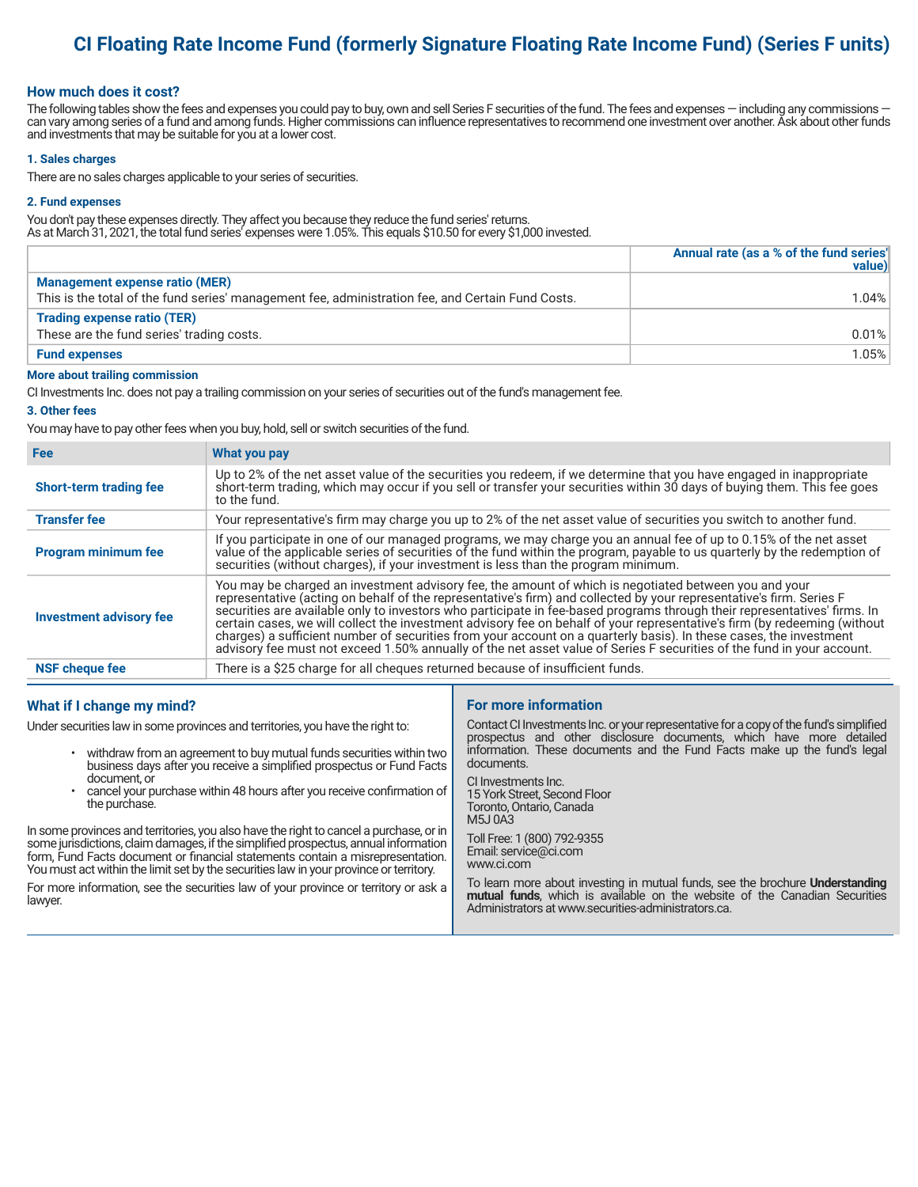# CI Floating Rate Income Fund (formerly Signature Floating Rate Income Fund) (Series F units)

## How much does it cost?

The following tables show the fees and expenses you could pay to buy, own and sell Series F securities of the fund. The fees and expenses — including any commissions — can vary among series of a fund and among funds. Higher commissions can influence representatives to recommend one investment over another. Ask about other funds and investments that may be suitable for you at a lower cost.

### 1. Sales charges

There are no sales charges applicable to your series of securities.

### 2. Fund expenses

You don't pay these expenses directly. They affect you because they reduce the fund series' returns.
As at March 31, 2021, the total fund series' expenses were 1.05%. This equals $10.50 for every $1,000 invested.

| | Annual rate (as a % of the fund series' value) |
|---|---|
| **Management expense ratio (MER)**<br>This is the total of the fund series' management fee, administration fee, and Certain Fund Costs. | 1.04% |
| **Trading expense ratio (TER)**<br>These are the fund series' trading costs. | 0.01% |
| **Fund expenses** | 1.05% |

#### More about trailing commission

CI Investments Inc. does not pay a trailing commission on your series of securities out of the fund's management fee.

### 3. Other fees

You may have to pay other fees when you buy, hold, sell or switch securities of the fund.

| Fee | What you pay |
|---|---|
| **Short-term trading fee** | Up to 2% of the net asset value of the securities you redeem, if we determine that you have engaged in inappropriate short-term trading, which may occur if you sell or transfer your securities within 30 days of buying them. This fee goes to the fund. |
| **Transfer fee** | Your representative's firm may charge you up to 2% of the net asset value of securities you switch to another fund. |
| **Program minimum fee** | If you participate in one of our managed programs, we may charge you an annual fee of up to 0.15% of the net asset value of the applicable series of securities of the fund within the program, payable to us quarterly by the redemption of securities (without charges), if your investment is less than the program minimum. |
| **Investment advisory fee** | You may be charged an investment advisory fee, the amount of which is negotiated between you and your representative (acting on behalf of the representative's firm) and collected by your representative's firm. Series F securities are available only to investors who participate in fee-based programs through their representatives' firms. In certain cases, we will collect the investment advisory fee on behalf of your representative's firm (by redeeming (without charges) a sufficient number of securities from your account on a quarterly basis). In these cases, the investment advisory fee must not exceed 1.50% annually of the net asset value of Series F securities of the fund in your account. |
| **NSF cheque fee** | There is a $25 charge for all cheques returned because of insufficient funds. |

## What if I change my mind?

Under securities law in some provinces and territories, you have the right to:

- withdraw from an agreement to buy mutual funds securities within two business days after you receive a simplified prospectus or Fund Facts document, or
- cancel your purchase within 48 hours after you receive confirmation of the purchase.

In some provinces and territories, you also have the right to cancel a purchase, or in some jurisdictions, claim damages, if the simplified prospectus, annual information form, Fund Facts document or financial statements contain a misrepresentation. You must act within the limit set by the securities law in your province or territory.

For more information, see the securities law of your province or territory or ask a lawyer.

## For more information

Contact CI Investments Inc. or your representative for a copy of the fund's simplified prospectus and other disclosure documents, which have more detailed information. These documents and the Fund Facts make up the fund's legal documents.

CI Investments Inc.
15 York Street, Second Floor
Toronto, Ontario, Canada
M5J 0A3

Toll Free: 1 (800) 792-9355
Email: service@ci.com
www.ci.com

To learn more about investing in mutual funds, see the brochure **Understanding mutual funds**, which is available on the website of the Canadian Securities Administrators at www.securities-administrators.ca.